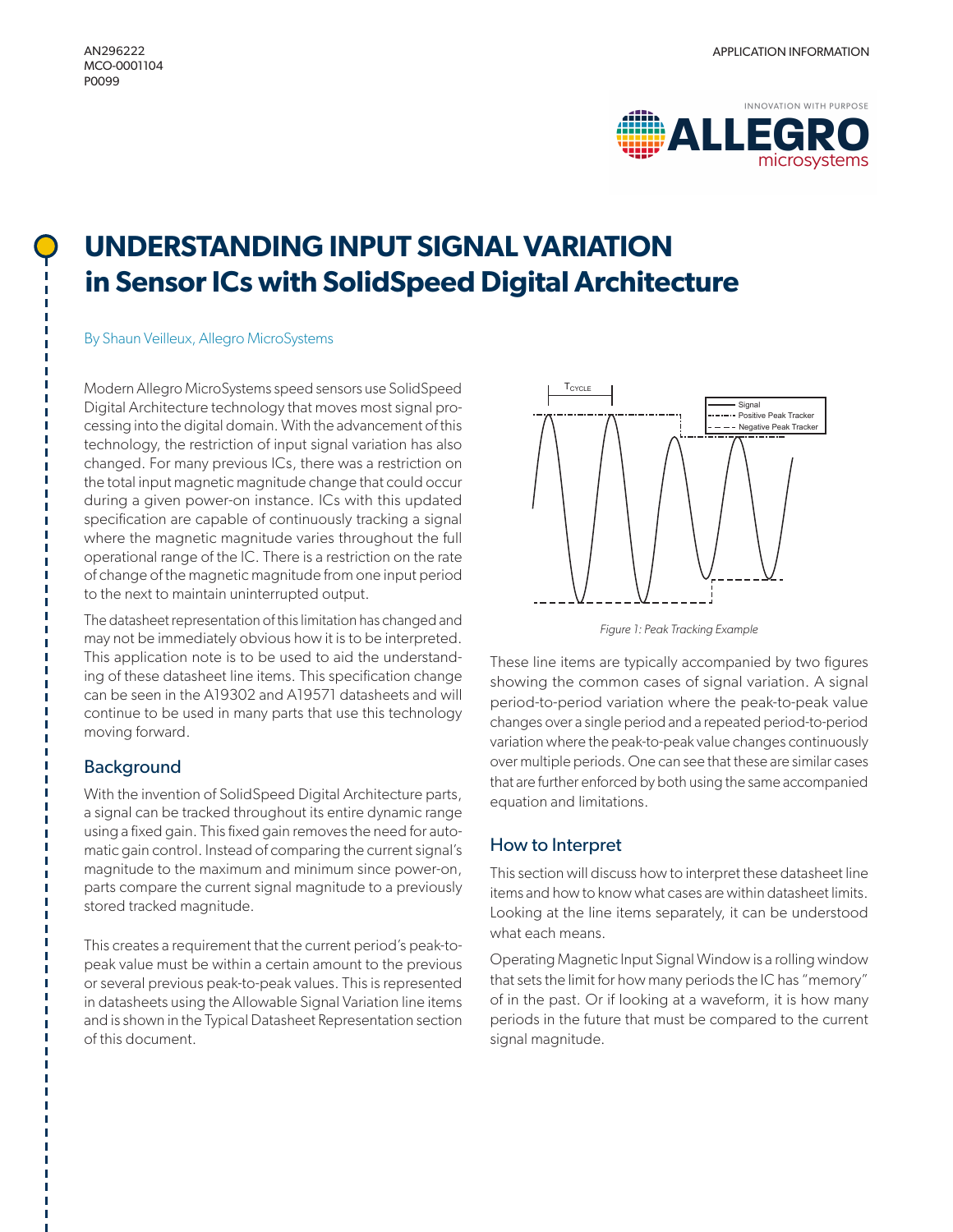AN296222
MCO-0001104
P0099

APPLICATION INFORMATION

# UNDERSTANDING INPUT SIGNAL VARIATION in Sensor ICs with SolidSpeed Digital Architecture

By Shaun Veilleux, Allegro MicroSystems

Modern Allegro MicroSystems speed sensors use SolidSpeed Digital Architecture technology that moves most signal processing into the digital domain. With the advancement of this technology, the restriction of input signal variation has also changed. For many previous ICs, there was a restriction on the total input magnetic magnitude change that could occur during a given power-on instance. ICs with this updated specification are capable of continuously tracking a signal where the magnetic magnitude varies throughout the full operational range of the IC. There is a restriction on the rate of change of the magnetic magnitude from one input period to the next to maintain uninterrupted output.

The datasheet representation of this limitation has changed and may not be immediately obvious how it is to be interpreted. This application note is to be used to aid the understanding of these datasheet line items. This specification change can be seen in the A19302 and A19571 datasheets and will continue to be used in many parts that use this technology moving forward.

## Background

With the invention of SolidSpeed Digital Architecture parts, a signal can be tracked throughout its entire dynamic range using a fixed gain. This fixed gain removes the need for automatic gain control. Instead of comparing the current signal's magnitude to the maximum and minimum since power-on, parts compare the current signal magnitude to a previously stored tracked magnitude.

This creates a requirement that the current period's peak-to-peak value must be within a certain amount to the previous or several previous peak-to-peak values. This is represented in datasheets using the Allowable Signal Variation line items and is shown in the Typical Datasheet Representation section of this document.

*Figure 1: Peak Tracking Example*

These line items are typically accompanied by two figures showing the common cases of signal variation. A signal period-to-period variation where the peak-to-peak value changes over a single period and a repeated period-to-period variation where the peak-to-peak value changes continuously over multiple periods. One can see that these are similar cases that are further enforced by both using the same accompanied equation and limitations.

## How to Interpret

This section will discuss how to interpret these datasheet line items and how to know what cases are within datasheet limits. Looking at the line items separately, it can be understood what each means.

Operating Magnetic Input Signal Window is a rolling window that sets the limit for how many periods the IC has "memory" of in the past. Or if looking at a waveform, it is how many periods in the future that must be compared to the current signal magnitude.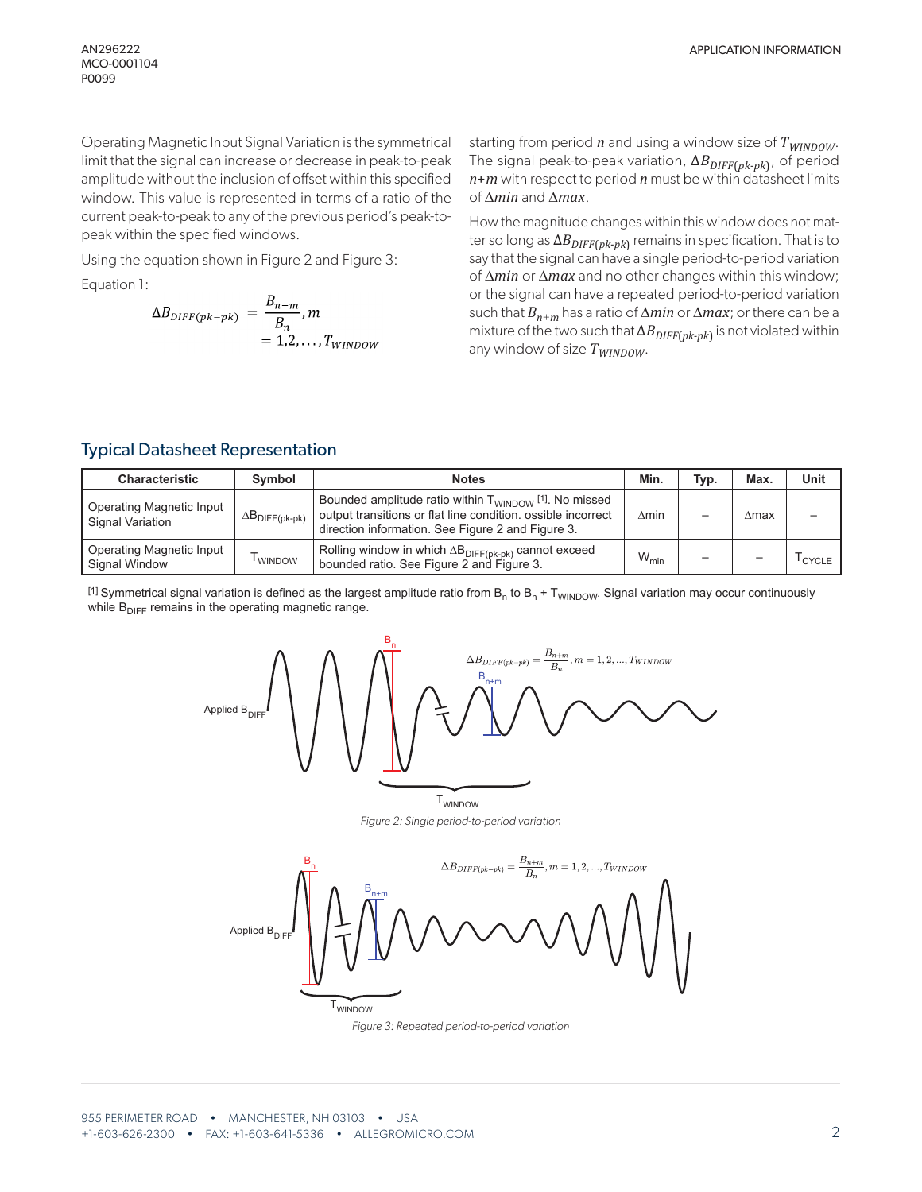Operating Magnetic Input Signal Variation is the symmetrical limit that the signal can increase or decrease in peak-to-peak amplitude without the inclusion of offset within this specified window. This value is represented in terms of a ratio of the current peak-to-peak to any of the previous period's peak-to-peak within the specified windows.

Using the equation shown in Figure 2 and Figure 3:

Equation 1:

$$\Delta B_{DIFF(pk-pk)} = \frac{B_{n+m}}{B_n}, m = 1,2,\ldots,T_{WINDOW}$$

starting from period $n$ and using a window size of $T_{WINDOW}$. The signal peak-to-peak variation, $\Delta B_{DIFF(pk\text{-}pk)}$, of period $n{+}m$ with respect to period $n$ must be within datasheet limits of $\Delta min$ and $\Delta max$.

How the magnitude changes within this window does not matter so long as $\Delta B_{DIFF(pk\text{-}pk)}$ remains in specification. That is to say that the signal can have a single period-to-period variation of $\Delta min$ or $\Delta max$ and no other changes within this window; or the signal can have a repeated period-to-period variation such that $B_{n+m}$ has a ratio of $\Delta min$ or $\Delta max$; or there can be a mixture of the two such that $\Delta B_{DIFF(pk\text{-}pk)}$ is not violated within any window of size $T_{WINDOW}$.

## Typical Datasheet Representation

| Characteristic | Symbol | Notes | Min. | Typ. | Max. | Unit |
|---|---|---|---|---|---|---|
| Operating Magnetic Input Signal Variation | $\Delta B_{DIFF(pk\text{-}pk)}$ | Bounded amplitude ratio within $T_{WINDOW}$ [1]. No missed output transitions or flat line condition. ossible incorrect direction information. See Figure 2 and Figure 3. | Δmin | – | Δmax | – |
| Operating Magnetic Input Signal Window | $T_{WINDOW}$ | Rolling window in which $\Delta B_{DIFF(pk\text{-}pk)}$ cannot exceed bounded ratio. See Figure 2 and Figure 3. | $W_{min}$ | – | – | $T_{CYCLE}$ |

[1] Symmetrical signal variation is defined as the largest amplitude ratio from $B_n$ to $B_n + T_{WINDOW}$. Signal variation may occur continuously while $B_{DIFF}$ remains in the operating magnetic range.

Figure 2: Single period-to-period variation

Figure 3: Repeated period-to-period variation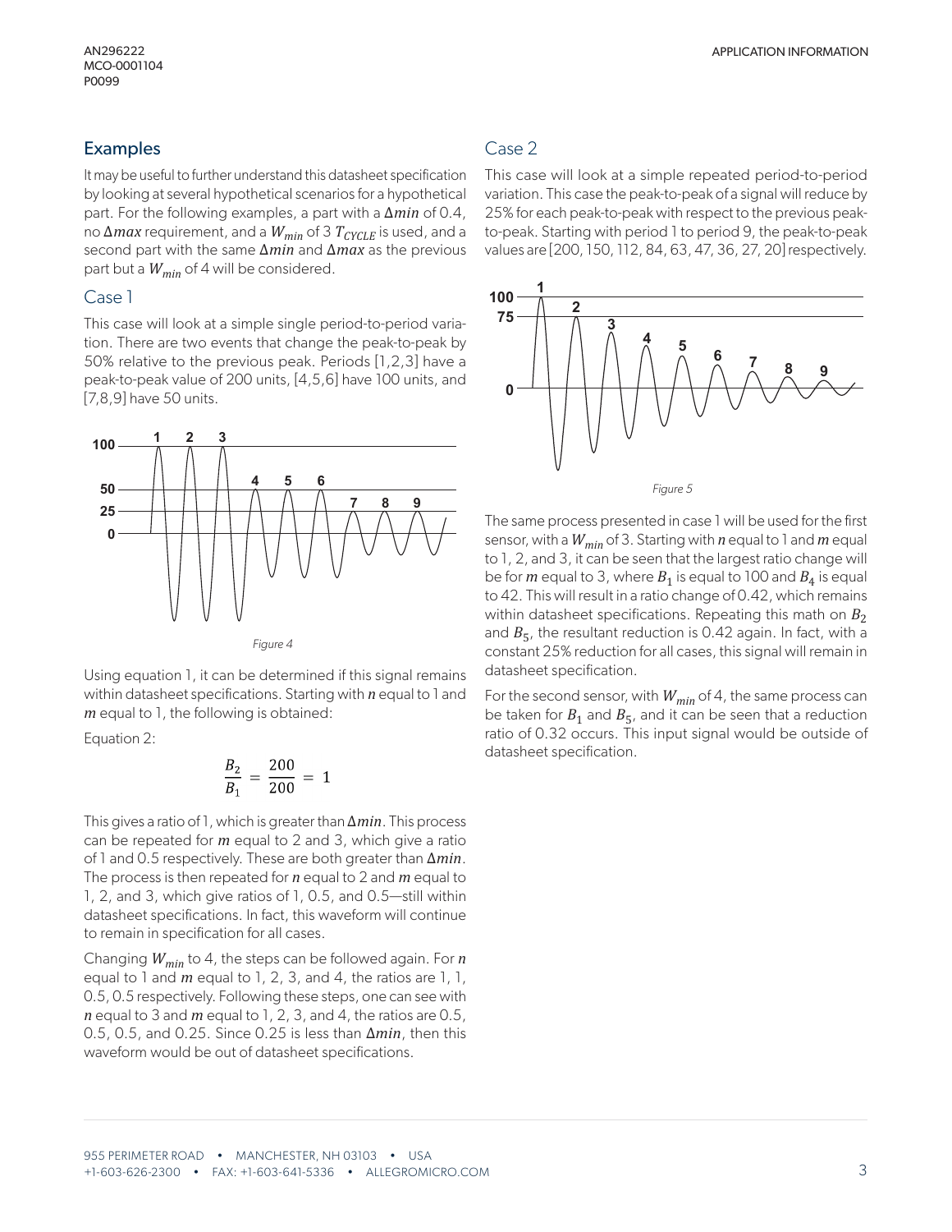## Examples

It may be useful to further understand this datasheet specification by looking at several hypothetical scenarios for a hypothetical part. For the following examples, a part with a $\Delta min$ of 0.4, no $\Delta max$ requirement, and a $W_{min}$ of 3 $T_{CYCLE}$ is used, and a second part with the same $\Delta min$ and $\Delta max$ as the previous part but a $W_{min}$ of 4 will be considered.

### Case 1

This case will look at a simple single period-to-period variation. There are two events that change the peak-to-peak by 50% relative to the previous peak. Periods [1,2,3] have a peak-to-peak value of 200 units, [4,5,6] have 100 units, and [7,8,9] have 50 units.

Figure 4

Using equation 1, it can be determined if this signal remains within datasheet specifications. Starting with $n$ equal to 1 and $m$ equal to 1, the following is obtained:

Equation 2:

$$\frac{B_2}{B_1} = \frac{200}{200} = 1$$

This gives a ratio of 1, which is greater than $\Delta min$. This process can be repeated for $m$ equal to 2 and 3, which give a ratio of 1 and 0.5 respectively. These are both greater than $\Delta min$. The process is then repeated for $n$ equal to 2 and $m$ equal to 1, 2, and 3, which give ratios of 1, 0.5, and 0.5—still within datasheet specifications. In fact, this waveform will continue to remain in specification for all cases.

Changing $W_{min}$ to 4, the steps can be followed again. For $n$ equal to 1 and $m$ equal to 1, 2, 3, and 4, the ratios are 1, 1, 0.5, 0.5 respectively. Following these steps, one can see with $n$ equal to 3 and $m$ equal to 1, 2, 3, and 4, the ratios are 0.5, 0.5, 0.5, and 0.25. Since 0.25 is less than $\Delta min$, then this waveform would be out of datasheet specifications.

### Case 2

This case will look at a simple repeated period-to-period variation. This case the peak-to-peak of a signal will reduce by 25% for each peak-to-peak with respect to the previous peak-to-peak. Starting with period 1 to period 9, the peak-to-peak values are [200, 150, 112, 84, 63, 47, 36, 27, 20] respectively.

Figure 5

The same process presented in case 1 will be used for the first sensor, with a $W_{min}$ of 3. Starting with $n$ equal to 1 and $m$ equal to 1, 2, and 3, it can be seen that the largest ratio change will be for $m$ equal to 3, where $B_1$ is equal to 100 and $B_4$ is equal to 42. This will result in a ratio change of 0.42, which remains within datasheet specifications. Repeating this math on $B_2$ and $B_5$, the resultant reduction is 0.42 again. In fact, with a constant 25% reduction for all cases, this signal will remain in datasheet specification.

For the second sensor, with $W_{min}$ of 4, the same process can be taken for $B_1$ and $B_5$, and it can be seen that a reduction ratio of 0.32 occurs. This input signal would be outside of datasheet specification.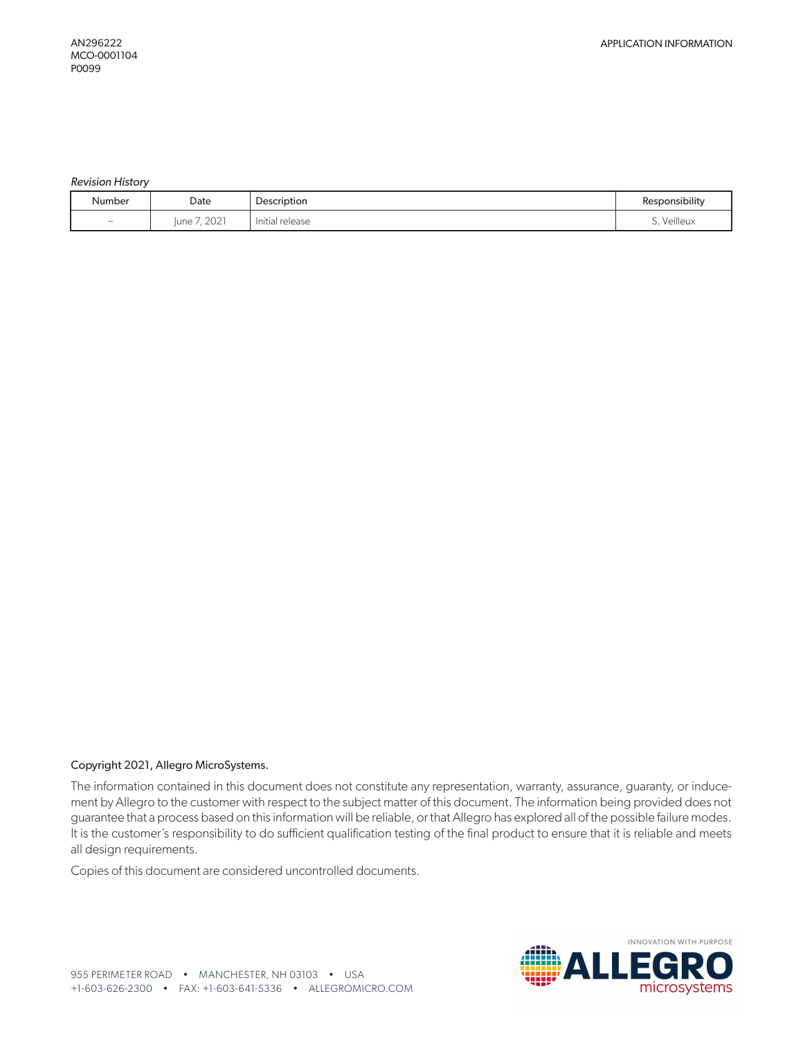*Revision History*

| Number | Date | Description | Responsibility |
|---|---|---|---|
| – | June 7, 2021 | Initial release | S. Veilleux |

Copyright 2021, Allegro MicroSystems.

The information contained in this document does not constitute any representation, warranty, assurance, guaranty, or inducement by Allegro to the customer with respect to the subject matter of this document. The information being provided does not guarantee that a process based on this information will be reliable, or that Allegro has explored all of the possible failure modes. It is the customer's responsibility to do sufficient qualification testing of the final product to ensure that it is reliable and meets all design requirements.

Copies of this document are considered uncontrolled documents.

955 PERIMETER ROAD • MANCHESTER, NH 03103 • USA
+1-603-626-2300 • FAX: +1-603-641-5336 • ALLEGROMICRO.COM